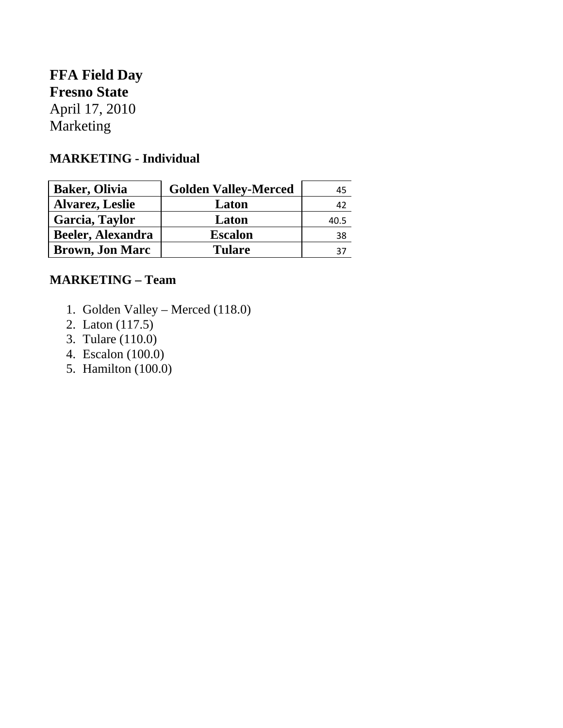**FFA Field Day**
**Fresno State**
April 17, 2010
Marketing

### MARKETING - Individual

| | | |
|---|---|---|
| **Baker, Olivia** | **Golden Valley-Merced** | 45 |
| **Alvarez, Leslie** | **Laton** | 42 |
| **Garcia, Taylor** | **Laton** | 40.5 |
| **Beeler, Alexandra** | **Escalon** | 38 |
| **Brown, Jon Marc** | **Tulare** | 37 |

### MARKETING – Team

1. Golden Valley – Merced (118.0)
2. Laton (117.5)
3. Tulare (110.0)
4. Escalon (100.0)
5. Hamilton (100.0)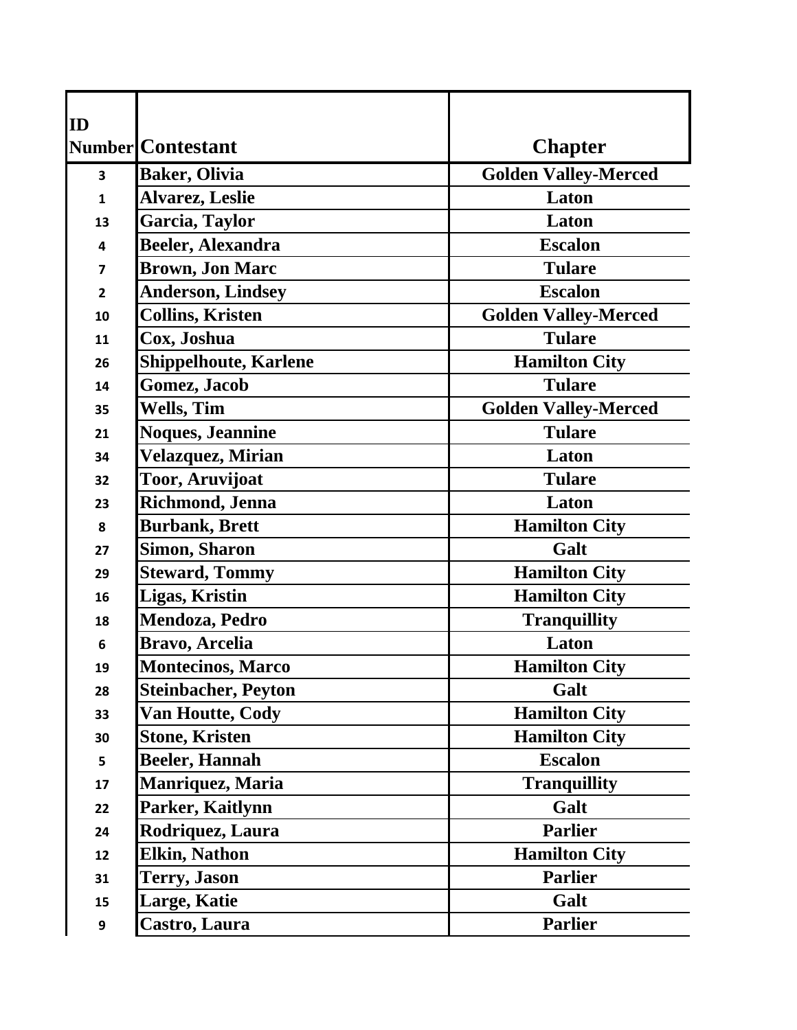| ID Number | Contestant | Chapter |
|---|---|---|
| 3 | Baker, Olivia | Golden Valley-Merced |
| 1 | Alvarez, Leslie | Laton |
| 13 | Garcia, Taylor | Laton |
| 4 | Beeler, Alexandra | Escalon |
| 7 | Brown, Jon Marc | Tulare |
| 2 | Anderson, Lindsey | Escalon |
| 10 | Collins, Kristen | Golden Valley-Merced |
| 11 | Cox, Joshua | Tulare |
| 26 | Shippelhoute, Karlene | Hamilton City |
| 14 | Gomez, Jacob | Tulare |
| 35 | Wells, Tim | Golden Valley-Merced |
| 21 | Noques, Jeannine | Tulare |
| 34 | Velazquez, Mirian | Laton |
| 32 | Toor, Aruvijoat | Tulare |
| 23 | Richmond, Jenna | Laton |
| 8 | Burbank, Brett | Hamilton City |
| 27 | Simon, Sharon | Galt |
| 29 | Steward, Tommy | Hamilton City |
| 16 | Ligas, Kristin | Hamilton City |
| 18 | Mendoza, Pedro | Tranquillity |
| 6 | Bravo, Arcelia | Laton |
| 19 | Montecinos, Marco | Hamilton City |
| 28 | Steinbacher, Peyton | Galt |
| 33 | Van Houtte, Cody | Hamilton City |
| 30 | Stone, Kristen | Hamilton City |
| 5 | Beeler, Hannah | Escalon |
| 17 | Manriquez, Maria | Tranquillity |
| 22 | Parker, Kaitlynn | Galt |
| 24 | Rodriquez, Laura | Parlier |
| 12 | Elkin, Nathon | Hamilton City |
| 31 | Terry, Jason | Parlier |
| 15 | Large, Katie | Galt |
| 9 | Castro, Laura | Parlier |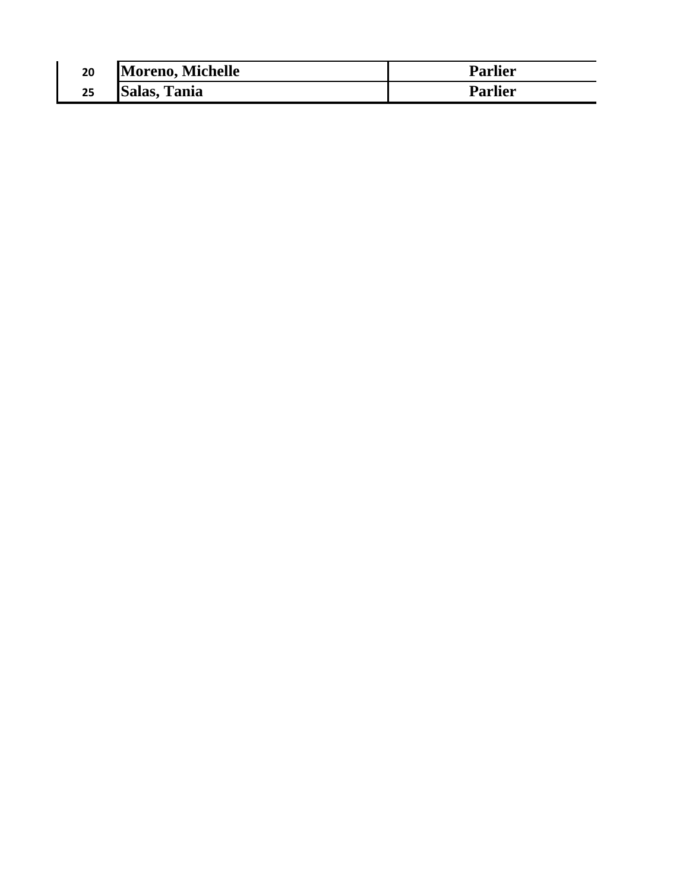| | | |
|---|---|---|
| 20 | **Moreno, Michelle** | **Parlier** |
| 25 | **Salas, Tania** | **Parlier** |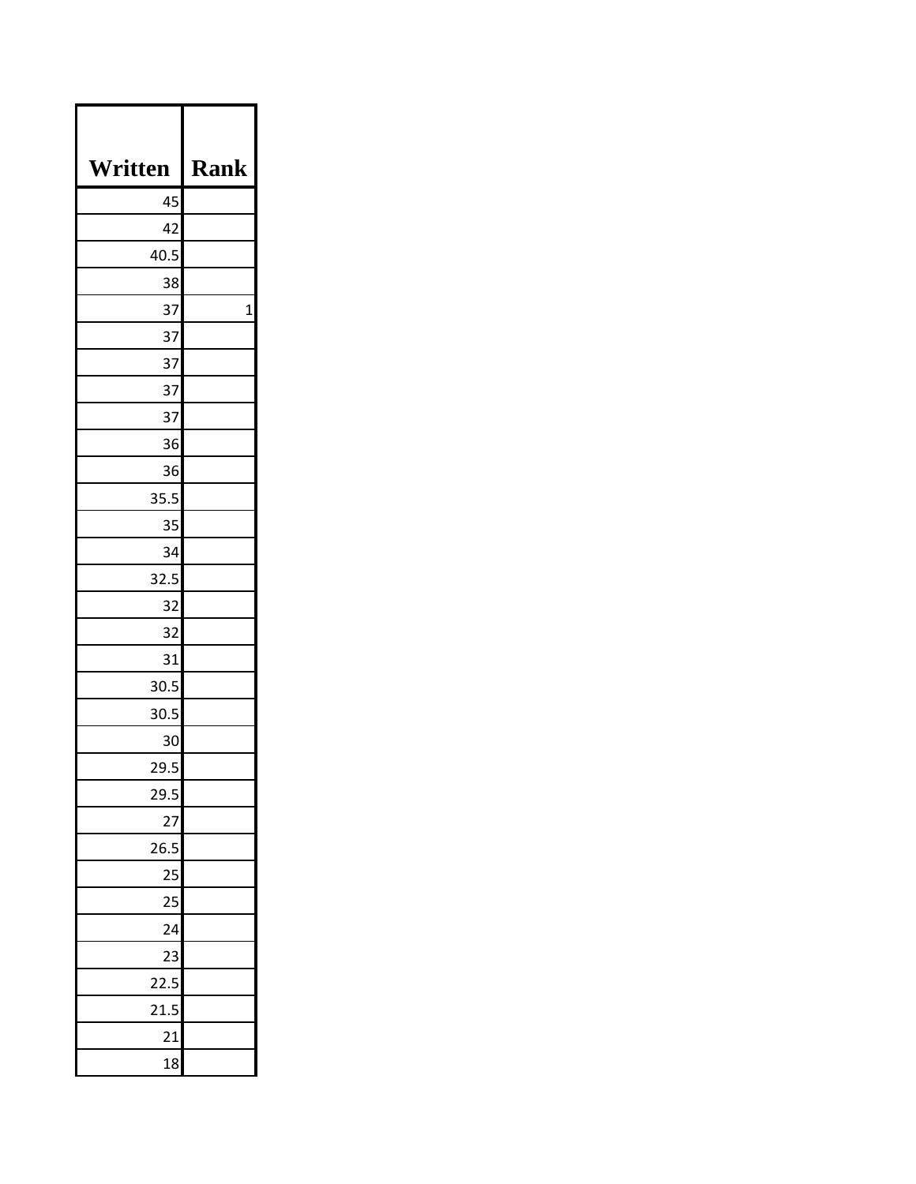| Written | Rank |
|---|---|
| 45 | |
| 42 | |
| 40.5 | |
| 38 | |
| 37 | 1 |
| 37 | |
| 37 | |
| 37 | |
| 37 | |
| 36 | |
| 36 | |
| 35.5 | |
| 35 | |
| 34 | |
| 32.5 | |
| 32 | |
| 32 | |
| 31 | |
| 30.5 | |
| 30.5 | |
| 30 | |
| 29.5 | |
| 29.5 | |
| 27 | |
| 26.5 | |
| 25 | |
| 25 | |
| 24 | |
| 23 | |
| 22.5 | |
| 21.5 | |
| 21 | |
| 18 | |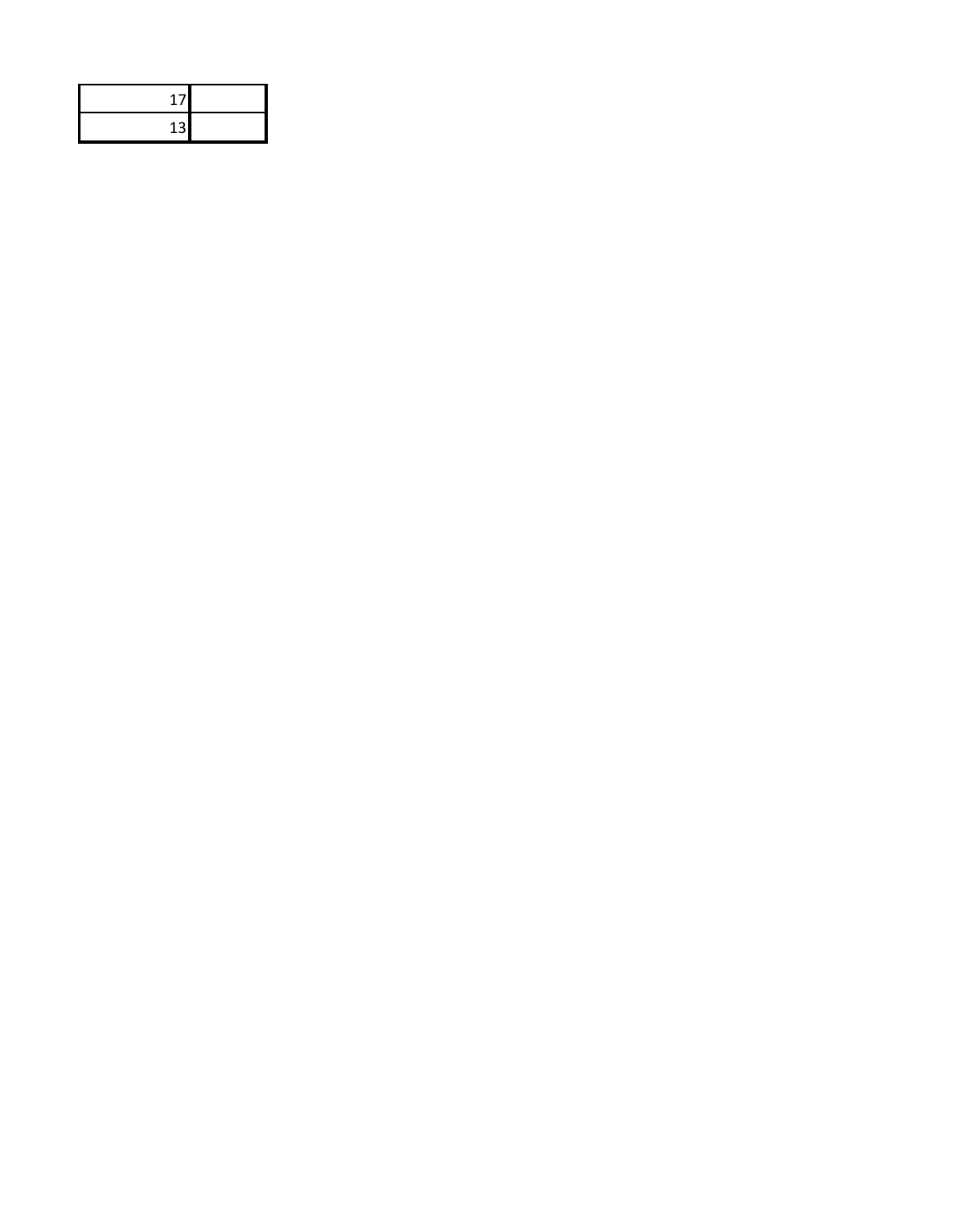| | |
|---|---|
| 17 | |
| 13 | |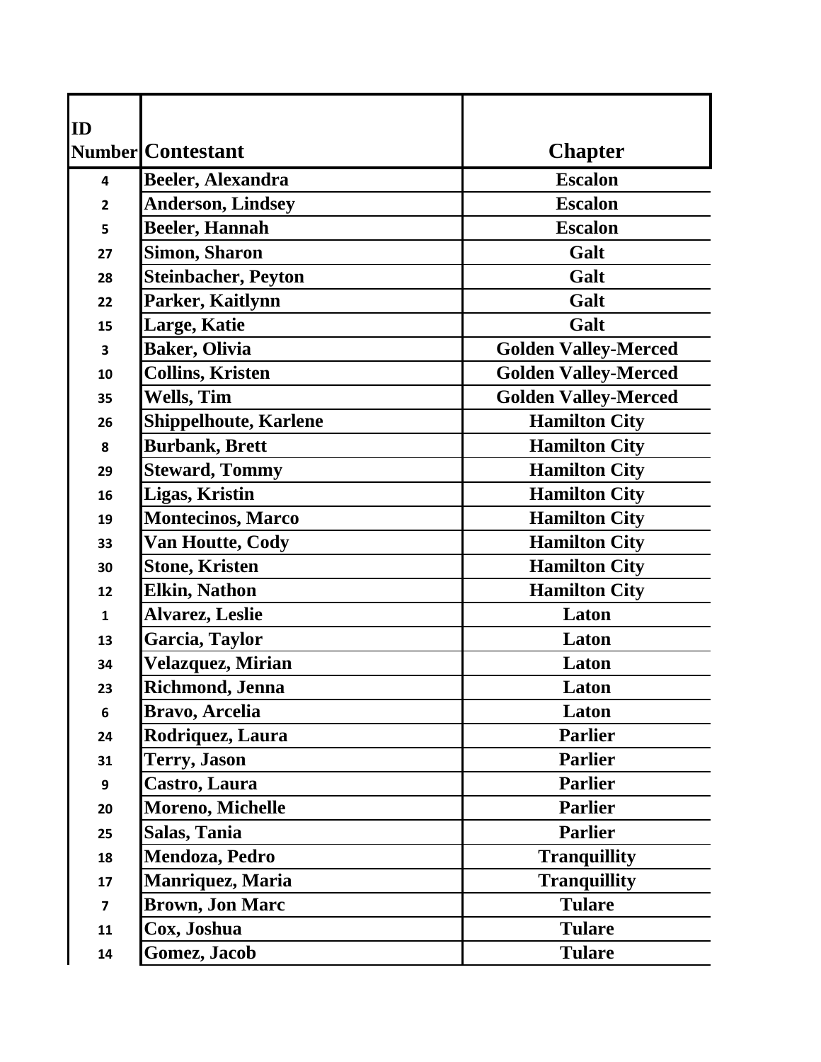| ID Number | Contestant | Chapter |
|---|---|---|
| 4 | Beeler, Alexandra | Escalon |
| 2 | Anderson, Lindsey | Escalon |
| 5 | Beeler, Hannah | Escalon |
| 27 | Simon, Sharon | Galt |
| 28 | Steinbacher, Peyton | Galt |
| 22 | Parker, Kaitlynn | Galt |
| 15 | Large, Katie | Galt |
| 3 | Baker, Olivia | Golden Valley-Merced |
| 10 | Collins, Kristen | Golden Valley-Merced |
| 35 | Wells, Tim | Golden Valley-Merced |
| 26 | Shippelhoute, Karlene | Hamilton City |
| 8 | Burbank, Brett | Hamilton City |
| 29 | Steward, Tommy | Hamilton City |
| 16 | Ligas, Kristin | Hamilton City |
| 19 | Montecinos, Marco | Hamilton City |
| 33 | Van Houtte, Cody | Hamilton City |
| 30 | Stone, Kristen | Hamilton City |
| 12 | Elkin, Nathon | Hamilton City |
| 1 | Alvarez, Leslie | Laton |
| 13 | Garcia, Taylor | Laton |
| 34 | Velazquez, Mirian | Laton |
| 23 | Richmond, Jenna | Laton |
| 6 | Bravo, Arcelia | Laton |
| 24 | Rodriquez, Laura | Parlier |
| 31 | Terry, Jason | Parlier |
| 9 | Castro, Laura | Parlier |
| 20 | Moreno, Michelle | Parlier |
| 25 | Salas, Tania | Parlier |
| 18 | Mendoza, Pedro | Tranquillity |
| 17 | Manriquez, Maria | Tranquillity |
| 7 | Brown, Jon Marc | Tulare |
| 11 | Cox, Joshua | Tulare |
| 14 | Gomez, Jacob | Tulare |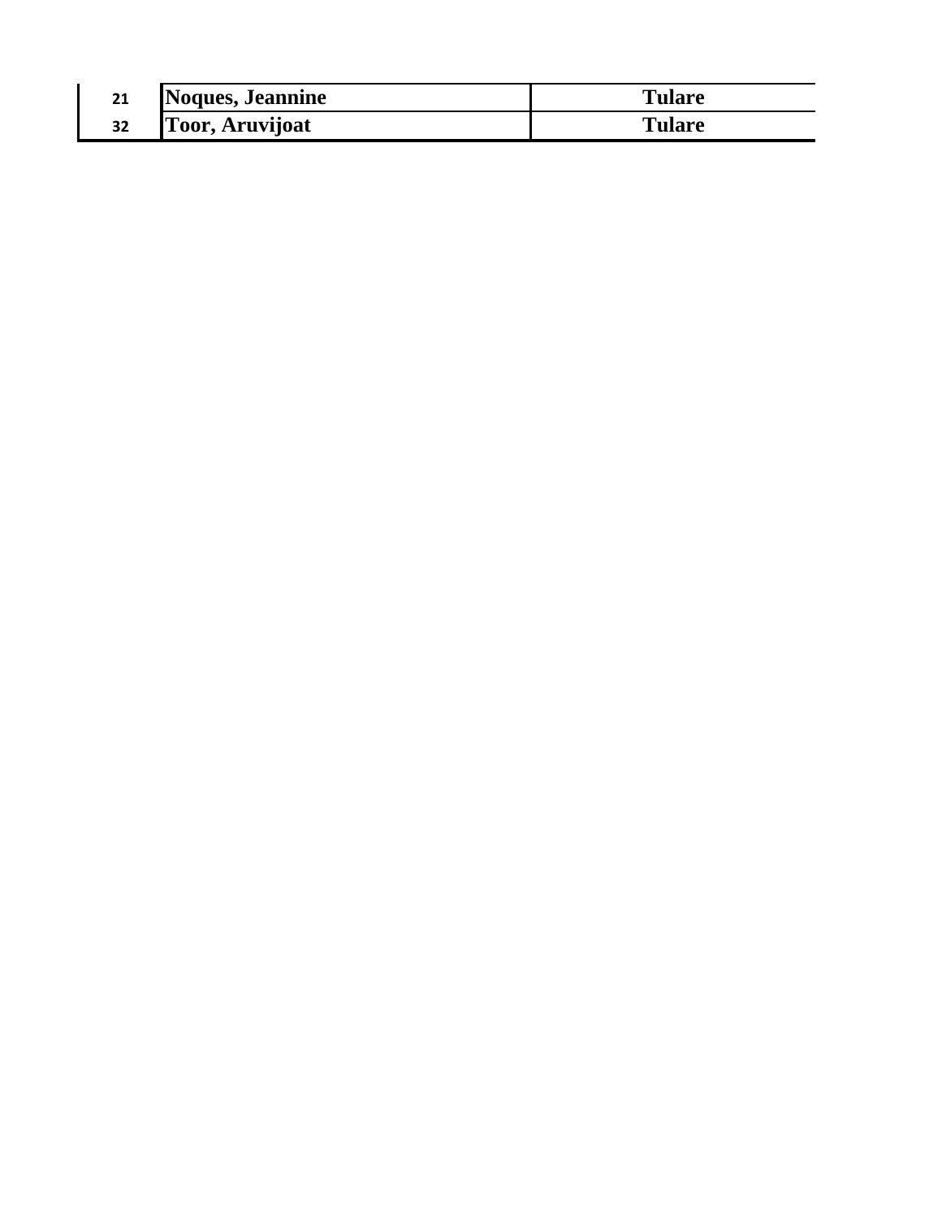| | | |
|---|---|---|
| 21 | Noques, Jeannine | Tulare |
| 32 | Toor, Aruvijoat | Tulare |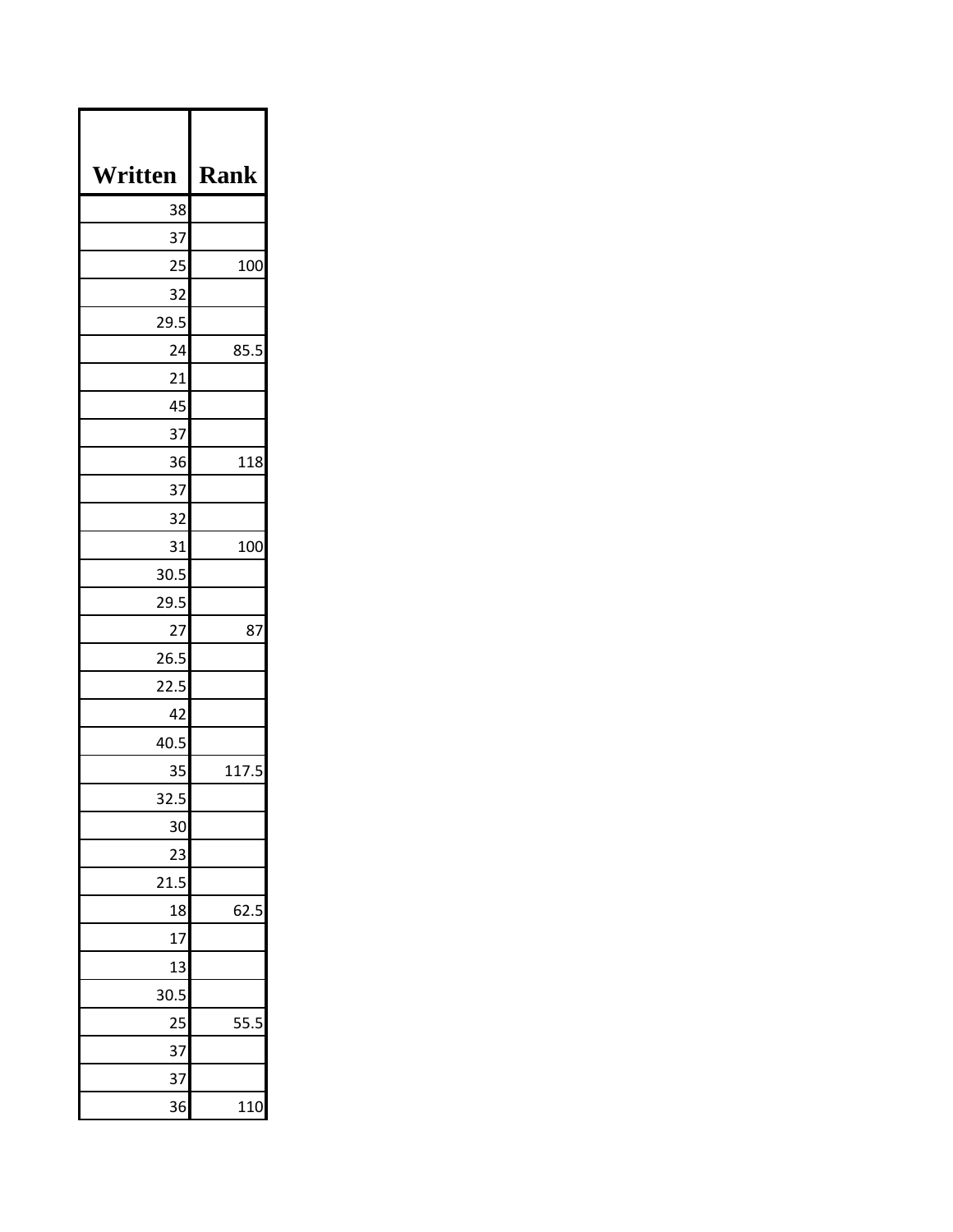| Written | Rank |
|---:|---:|
| 38 | |
| 37 | |
| 25 | 100 |
| 32 | |
| 29.5 | |
| 24 | 85.5 |
| 21 | |
| 45 | |
| 37 | |
| 36 | 118 |
| 37 | |
| 32 | |
| 31 | 100 |
| 30.5 | |
| 29.5 | |
| 27 | 87 |
| 26.5 | |
| 22.5 | |
| 42 | |
| 40.5 | |
| 35 | 117.5 |
| 32.5 | |
| 30 | |
| 23 | |
| 21.5 | |
| 18 | 62.5 |
| 17 | |
| 13 | |
| 30.5 | |
| 25 | 55.5 |
| 37 | |
| 37 | |
| 36 | 110 |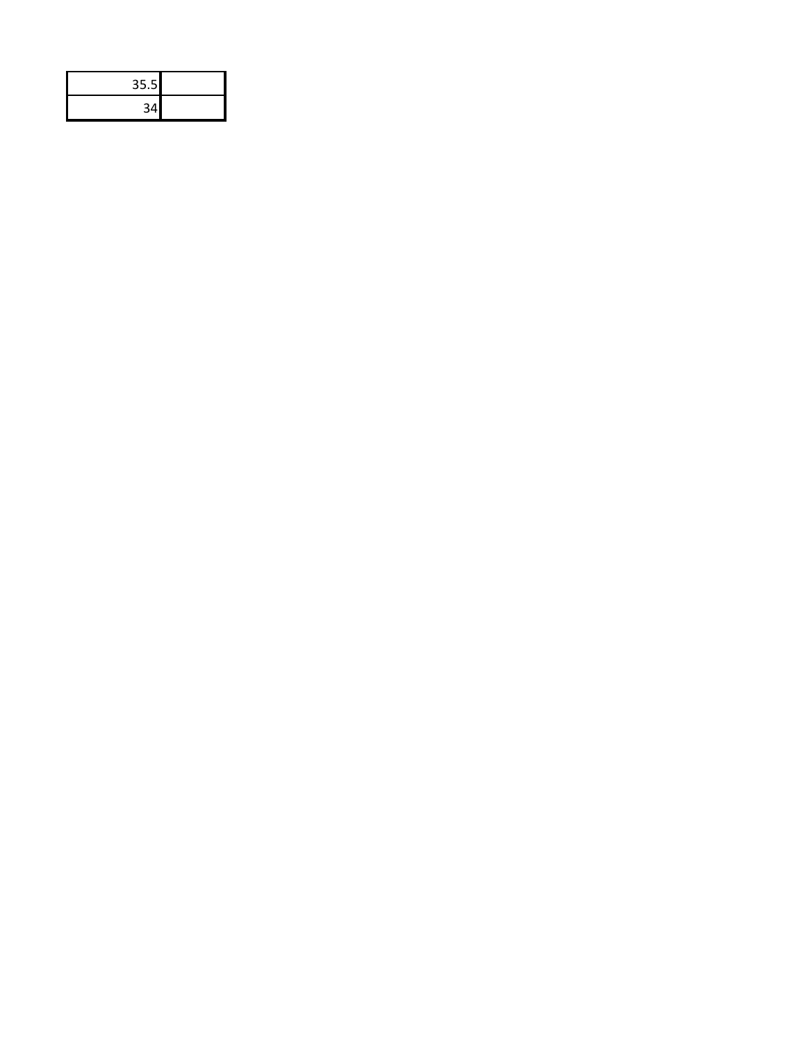| | |
|---|---|
| 35.5 | |
| 34 | |